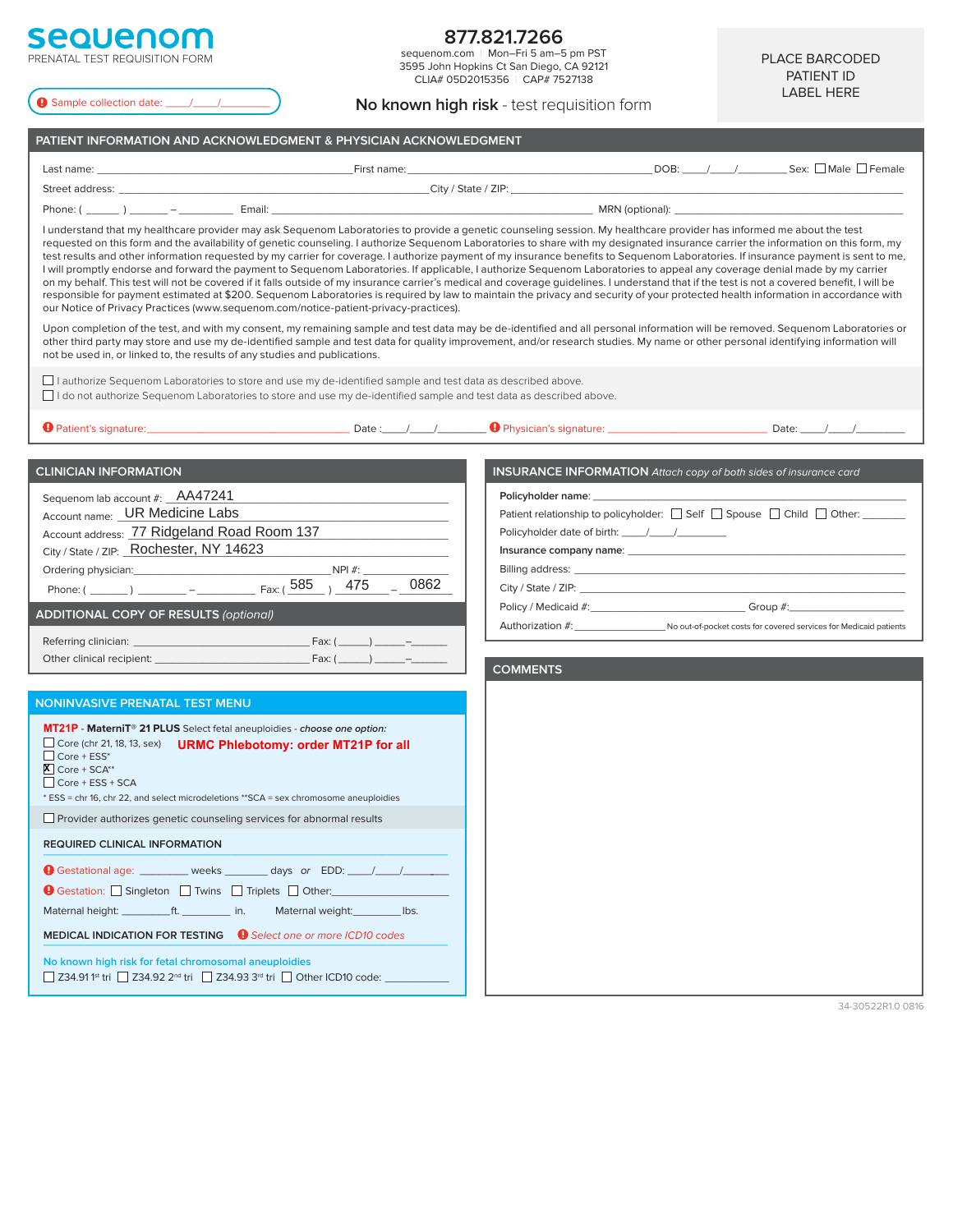# sequenom

PRENATAL TEST REQUISITION FORM

**877.821.7266**
sequenom.com | Mon–Fri 5 am–5 pm PST
3595 John Hopkins Ct San Diego, CA 92121
CLIA# 05D2015356 | CAP# 7527138

PLACE BARCODED PATIENT ID LABEL HERE

Sample collection date: ____/____/________

## No known high risk - test requisition form

## PATIENT INFORMATION AND ACKNOWLEDGMENT & PHYSICIAN ACKNOWLEDGMENT

Last name: ________________ First name: ________________ DOB: ____/____/________ Sex: ☐ Male ☐ Female

Street address: ________________ City / State / ZIP: ________________

Phone: (______) ______ – ________ Email: ________________ MRN (optional): ________________

I understand that my healthcare provider may ask Sequenom Laboratories to provide a genetic counseling session. My healthcare provider has informed me about the test requested on this form and the availability of genetic counseling. I authorize Sequenom Laboratories to share with my designated insurance carrier the information on this form, my test results and other information requested by my carrier for coverage. I authorize payment of my insurance benefits to Sequenom Laboratories. If insurance payment is sent to me, I will promptly endorse and forward the payment to Sequenom Laboratories. If applicable, I authorize Sequenom Laboratories to appeal any coverage denial made by my carrier on my behalf. This test will not be covered if it falls outside of my insurance carrier's medical and coverage guidelines. I understand that if the test is not a covered benefit, I will be responsible for payment estimated at $200. Sequenom Laboratories is required by law to maintain the privacy and security of your protected health information in accordance with our Notice of Privacy Practices (www.sequenom.com/notice-patient-privacy-practices).

Upon completion of the test, and with my consent, my remaining sample and test data may be de-identified and all personal information will be removed. Sequenom Laboratories or other third party may store and use my de-identified sample and test data for quality improvement, and/or research studies. My name or other personal identifying information will not be used in, or linked to, the results of any studies and publications.

☐ I authorize Sequenom Laboratories to store and use my de-identified sample and test data as described above.
☐ I do not authorize Sequenom Laboratories to store and use my de-identified sample and test data as described above.

Patient's signature: ________________ Date: ____/____/________ Physician's signature: ________________ Date: ____/____/________

## CLINICIAN INFORMATION

Sequenom lab account #: AA47241
Account name: UR Medicine Labs
Account address: 77 Ridgeland Road Room 137
City / State / ZIP: Rochester, NY 14623
Ordering physician: ________________ NPI #: ________
Phone: (______) ________ – ________ Fax: ( 585 ) 475 – 0862

## ADDITIONAL COPY OF RESULTS *(optional)*

Referring clinician: ________________ Fax: (_____) _____–______
Other clinical recipient: ________________ Fax: (_____) _____–______

## INSURANCE INFORMATION *Attach copy of both sides of insurance card*

Policyholder name: ________________
Patient relationship to policyholder: ☐ Self ☐ Spouse ☐ Child ☐ Other: ________
Policyholder date of birth: ____/____/________
Insurance company name: ________________
Billing address: ________________
City / State / ZIP: ________________
Policy / Medicaid #: ________________ Group #: ________________
Authorization #: ________________ No out-of-pocket costs for covered services for Medicaid patients

## COMMENTS

## NONINVASIVE PRENATAL TEST MENU

**MT21P** - **MaterniT® 21 PLUS** Select fetal aneuploidies - ***choose one option:***

**URMC Phlebotomy: order MT21P for all**

- ☐ Core (chr 21, 18, 13, sex)
- ☐ Core + ESS*
- ☒ Core + SCA**
- ☐ Core + ESS + SCA

\* ESS = chr 16, chr 22, and select microdeletions **SCA = sex chromosome aneuploidies

☐ Provider authorizes genetic counseling services for abnormal results

### REQUIRED CLINICAL INFORMATION

Gestational age: ________ weeks ________ days *or* EDD: ____/____/________

Gestation: ☐ Singleton ☐ Twins ☐ Triplets ☐ Other: ________________

Maternal height: ________ft. ________ in. Maternal weight: ________lbs.

### MEDICAL INDICATION FOR TESTING

*Select one or more ICD10 codes*

No known high risk for fetal chromosomal aneuploidies

☐ Z34.91 1st tri ☐ Z34.92 2nd tri ☐ Z34.93 3rd tri ☐ Other ICD10 code: ________

34-30522R1.0 0816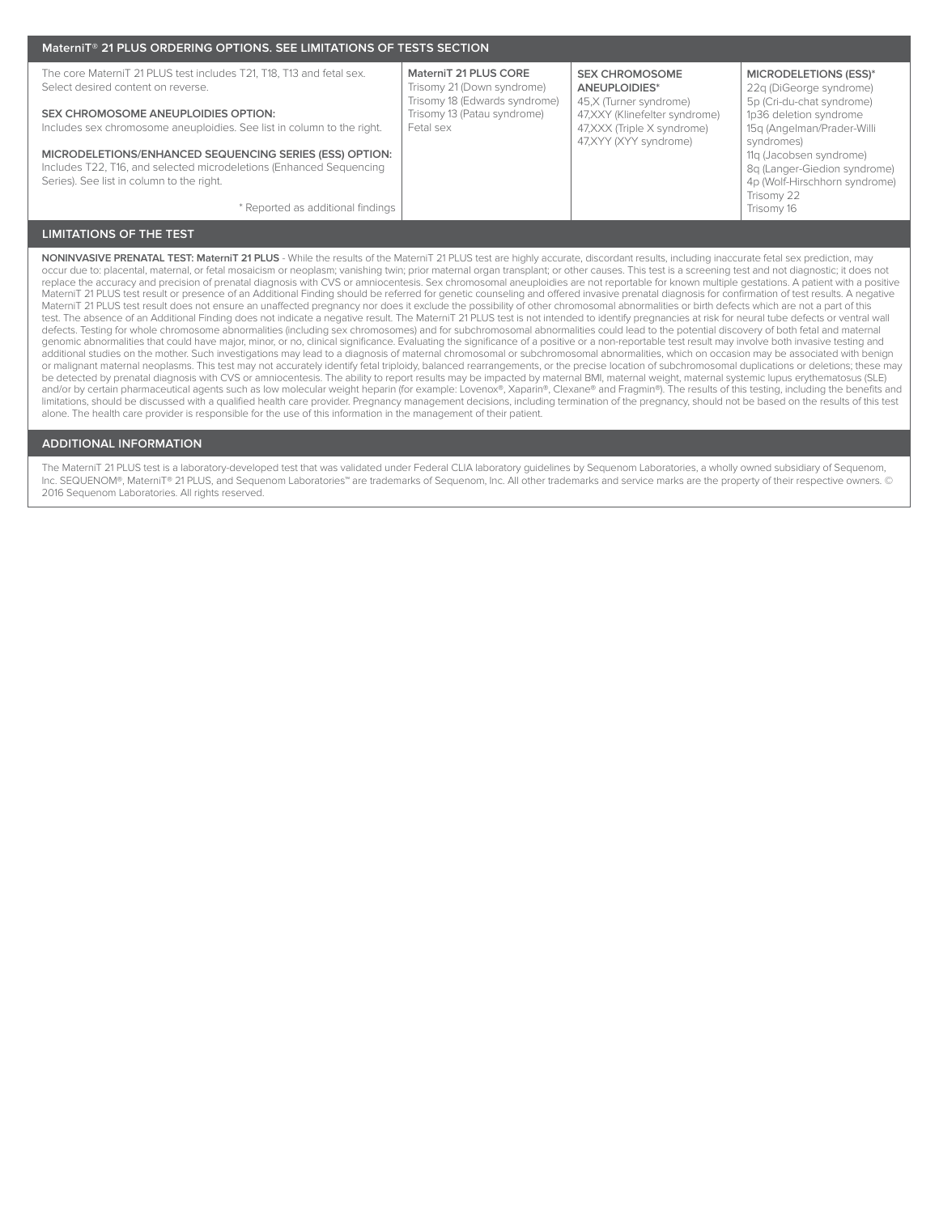## MaterniT® 21 PLUS ORDERING OPTIONS. SEE LIMITATIONS OF TESTS SECTION

| | | | |
|---|---|---|---|
| The core MaterniT 21 PLUS test includes T21, T18, T13 and fetal sex. Select desired content on reverse.<br><br>**SEX CHROMOSOME ANEUPLOIDIES OPTION:**<br>Includes sex chromosome aneuploidies. See list in column to the right.<br><br>**MICRODELETIONS/ENHANCED SEQUENCING SERIES (ESS) OPTION:**<br>Includes T22, T16, and selected microdeletions (Enhanced Sequencing Series). See list in column to the right.<br><br>* Reported as additional findings | **MaterniT 21 PLUS CORE**<br>Trisomy 21 (Down syndrome)<br>Trisomy 18 (Edwards syndrome)<br>Trisomy 13 (Patau syndrome)<br>Fetal sex | **SEX CHROMOSOME ANEUPLOIDIES***<br>45,X (Turner syndrome)<br>47,XXY (Klinefelter syndrome)<br>47,XXX (Triple X syndrome)<br>47,XYY (XYY syndrome) | **MICRODELETIONS (ESS)***<br>22q (DiGeorge syndrome)<br>5p (Cri-du-chat syndrome)<br>1p36 deletion syndrome<br>15q (Angelman/Prader-Willi syndromes)<br>11q (Jacobsen syndrome)<br>8q (Langer-Giedion syndrome)<br>4p (Wolf-Hirschhorn syndrome)<br>Trisomy 22<br>Trisomy 16 |

## LIMITATIONS OF THE TEST

**NONINVASIVE PRENATAL TEST: MaterniT 21 PLUS** - While the results of the MaterniT 21 PLUS test are highly accurate, discordant results, including inaccurate fetal sex prediction, may occur due to: placental, maternal, or fetal mosaicism or neoplasm; vanishing twin; prior maternal organ transplant; or other causes. This test is a screening test and not diagnostic; it does not replace the accuracy and precision of prenatal diagnosis with CVS or amniocentesis. Sex chromosomal aneuploidies are not reportable for known multiple gestations. A patient with a positive MaterniT 21 PLUS test result or presence of an Additional Finding should be referred for genetic counseling and offered invasive prenatal diagnosis for confirmation of test results. A negative MaterniT 21 PLUS test result does not ensure an unaffected pregnancy nor does it exclude the possibility of other chromosomal abnormalities or birth defects which are not a part of this test. The absence of an Additional Finding does not indicate a negative result. The MaterniT 21 PLUS test is not intended to identify pregnancies at risk for neural tube defects or ventral wall defects. Testing for whole chromosome abnormalities (including sex chromosomes) and for subchromosomal abnormalities could lead to the potential discovery of both fetal and maternal genomic abnormalities that could have major, minor, or no, clinical significance. Evaluating the significance of a positive or a non-reportable test result may involve both invasive testing and additional studies on the mother. Such investigations may lead to a diagnosis of maternal chromosomal or subchromosomal abnormalities, which on occasion may be associated with benign or malignant maternal neoplasms. This test may not accurately identify fetal triploidy, balanced rearrangements, or the precise location of subchromosomal duplications or deletions; these may be detected by prenatal diagnosis with CVS or amniocentesis. The ability to report results may be impacted by maternal BMI, maternal weight, maternal systemic lupus erythematosus (SLE) and/or by certain pharmaceutical agents such as low molecular weight heparin (for example: Lovenox®, Xaparin®, Clexane® and Fragmin®). The results of this testing, including the benefits and limitations, should be discussed with a qualified health care provider. Pregnancy management decisions, including termination of the pregnancy, should not be based on the results of this test alone. The health care provider is responsible for the use of this information in the management of their patient.

## ADDITIONAL INFORMATION

The MaterniT 21 PLUS test is a laboratory-developed test that was validated under Federal CLIA laboratory guidelines by Sequenom Laboratories, a wholly owned subsidiary of Sequenom, Inc. SEQUENOM®, MaterniT® 21 PLUS, and Sequenom Laboratories℠ are trademarks of Sequenom, Inc. All other trademarks and service marks are the property of their respective owners. © 2016 Sequenom Laboratories. All rights reserved.